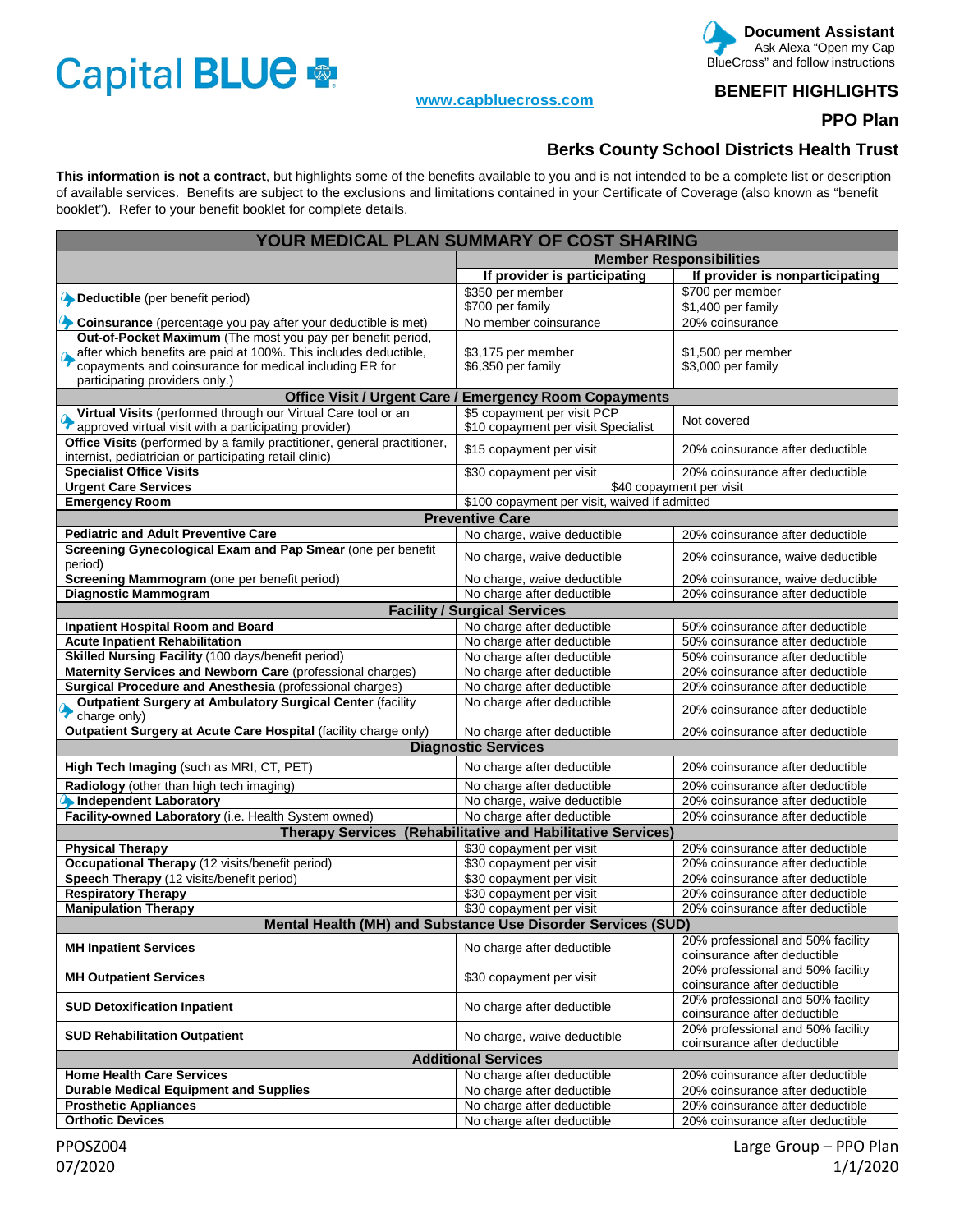Capital BLUE

**Document Assistant**
Ask Alexa "Open my Cap BlueCross" and follow instructions

**www.capbluecross.com**

## BENEFIT HIGHLIGHTS

## PPO Plan

## Berks County School Districts Health Trust

**This information is not a contract**, but highlights some of the benefits available to you and is not intended to be a complete list or description of available services. Benefits are subject to the exclusions and limitations contained in your Certificate of Coverage (also known as "benefit booklet"). Refer to your benefit booklet for complete details.

| YOUR MEDICAL PLAN SUMMARY OF COST SHARING | | |
|---|---|---|
| | **Member Responsibilities** | |
| | **If provider is participating** | **If provider is nonparticipating** |
| **Deductible** (per benefit period) | $350 per member<br>$700 per family | $700 per member<br>$1,400 per family |
| **Coinsurance** (percentage you pay after your deductible is met) | No member coinsurance | 20% coinsurance |
| **Out-of-Pocket Maximum** (The most you pay per benefit period, after which benefits are paid at 100%. This includes deductible, copayments and coinsurance for medical including ER for participating providers only.) | $3,175 per member<br>$6,350 per family | $1,500 per member<br>$3,000 per family |
| **Office Visit / Urgent Care / Emergency Room Copayments** | | |
| **Virtual Visits** (performed through our Virtual Care tool or an approved virtual visit with a participating provider) | $5 copayment per visit PCP<br>$10 copayment per visit Specialist | Not covered |
| **Office Visits** (performed by a family practitioner, general practitioner, internist, pediatrician or participating retail clinic) | $15 copayment per visit | 20% coinsurance after deductible |
| **Specialist Office Visits** | $30 copayment per visit | 20% coinsurance after deductible |
| **Urgent Care Services** | $40 copayment per visit | |
| **Emergency Room** | $100 copayment per visit, waived if admitted | |
| **Preventive Care** | | |
| **Pediatric and Adult Preventive Care** | No charge, waive deductible | 20% coinsurance after deductible |
| **Screening Gynecological Exam and Pap Smear** (one per benefit period) | No charge, waive deductible | 20% coinsurance, waive deductible |
| **Screening Mammogram** (one per benefit period) | No charge, waive deductible | 20% coinsurance, waive deductible |
| **Diagnostic Mammogram** | No charge after deductible | 20% coinsurance after deductible |
| **Facility / Surgical Services** | | |
| **Inpatient Hospital Room and Board** | No charge after deductible | 50% coinsurance after deductible |
| **Acute Inpatient Rehabilitation** | No charge after deductible | 50% coinsurance after deductible |
| **Skilled Nursing Facility** (100 days/benefit period) | No charge after deductible | 50% coinsurance after deductible |
| **Maternity Services and Newborn Care** (professional charges) | No charge after deductible | 20% coinsurance after deductible |
| **Surgical Procedure and Anesthesia** (professional charges) | No charge after deductible | 20% coinsurance after deductible |
| **Outpatient Surgery at Ambulatory Surgical Center** (facility charge only) | No charge after deductible | 20% coinsurance after deductible |
| **Outpatient Surgery at Acute Care Hospital** (facility charge only) | No charge after deductible | 20% coinsurance after deductible |
| **Diagnostic Services** | | |
| **High Tech Imaging** (such as MRI, CT, PET) | No charge after deductible | 20% coinsurance after deductible |
| **Radiology** (other than high tech imaging) | No charge after deductible | 20% coinsurance after deductible |
| **Independent Laboratory** | No charge, waive deductible | 20% coinsurance after deductible |
| **Facility-owned Laboratory** (i.e. Health System owned) | No charge after deductible | 20% coinsurance after deductible |
| **Therapy Services (Rehabilitative and Habilitative Services)** | | |
| **Physical Therapy** | $30 copayment per visit | 20% coinsurance after deductible |
| **Occupational Therapy** (12 visits/benefit period) | $30 copayment per visit | 20% coinsurance after deductible |
| **Speech Therapy** (12 visits/benefit period) | $30 copayment per visit | 20% coinsurance after deductible |
| **Respiratory Therapy** | $30 copayment per visit | 20% coinsurance after deductible |
| **Manipulation Therapy** | $30 copayment per visit | 20% coinsurance after deductible |
| **Mental Health (MH) and Substance Use Disorder Services (SUD)** | | |
| **MH Inpatient Services** | No charge after deductible | 20% professional and 50% facility coinsurance after deductible |
| **MH Outpatient Services** | $30 copayment per visit | 20% professional and 50% facility coinsurance after deductible |
| **SUD Detoxification Inpatient** | No charge after deductible | 20% professional and 50% facility coinsurance after deductible |
| **SUD Rehabilitation Outpatient** | No charge, waive deductible | 20% professional and 50% facility coinsurance after deductible |
| **Additional Services** | | |
| **Home Health Care Services** | No charge after deductible | 20% coinsurance after deductible |
| **Durable Medical Equipment and Supplies** | No charge after deductible | 20% coinsurance after deductible |
| **Prosthetic Appliances** | No charge after deductible | 20% coinsurance after deductible |
| **Orthotic Devices** | No charge after deductible | 20% coinsurance after deductible |

PPOSZ004
07/2020

Large Group – PPO Plan
1/1/2020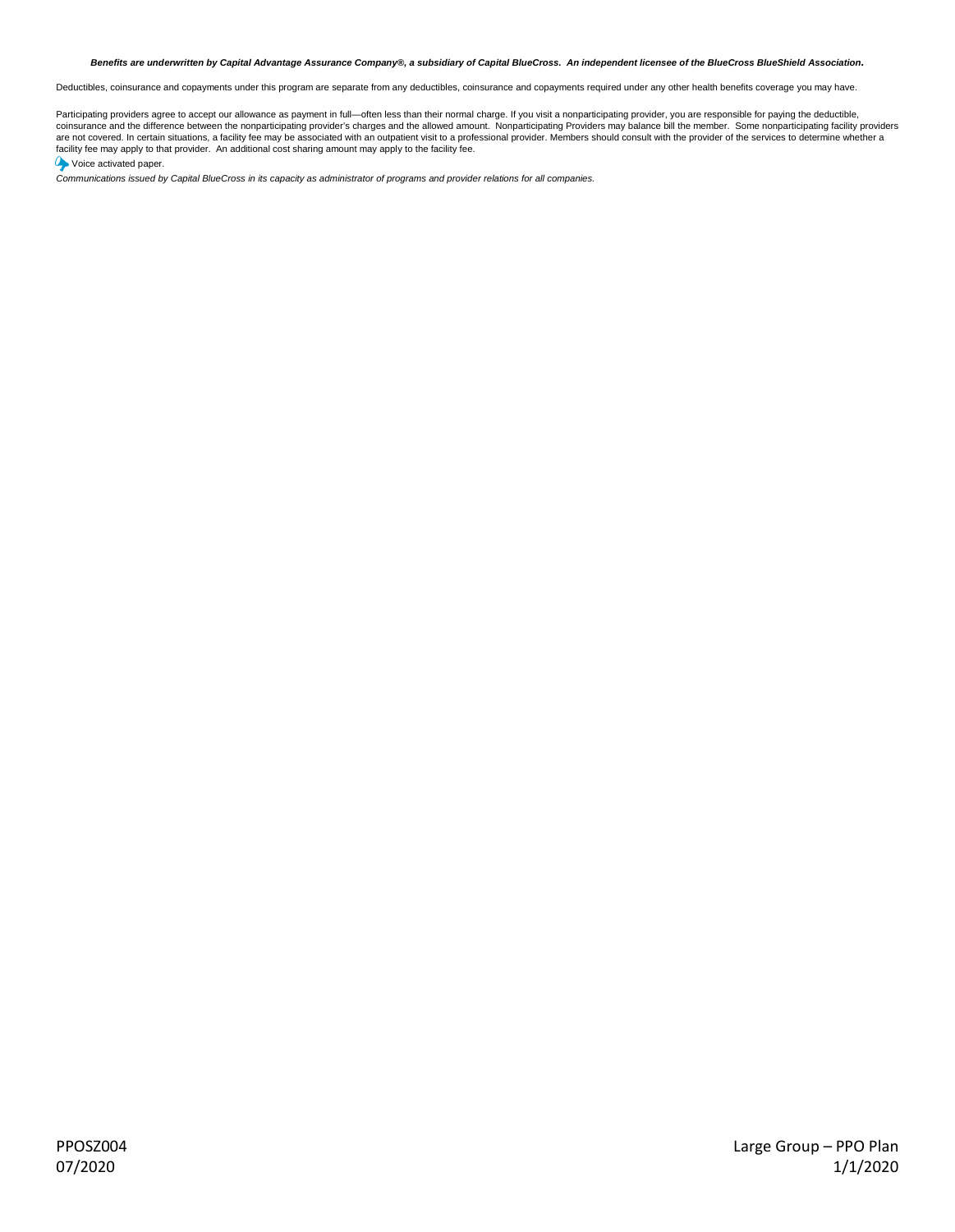***Benefits are underwritten by Capital Advantage Assurance Company®, a subsidiary of Capital BlueCross. An independent licensee of the BlueCross BlueShield Association.***

Deductibles, coinsurance and copayments under this program are separate from any deductibles, coinsurance and copayments required under any other health benefits coverage you may have.

Participating providers agree to accept our allowance as payment in full—often less than their normal charge. If you visit a nonparticipating provider, you are responsible for paying the deductible, coinsurance and the difference between the nonparticipating provider's charges and the allowed amount. Nonparticipating Providers may balance bill the member. Some nonparticipating facility providers are not covered. In certain situations, a facility fee may be associated with an outpatient visit to a professional provider. Members should consult with the provider of the services to determine whether a facility fee may apply to that provider. An additional cost sharing amount may apply to the facility fee.

Voice activated paper.

*Communications issued by Capital BlueCross in its capacity as administrator of programs and provider relations for all companies.*

PPOSZ004
07/2020

Large Group – PPO Plan
1/1/2020